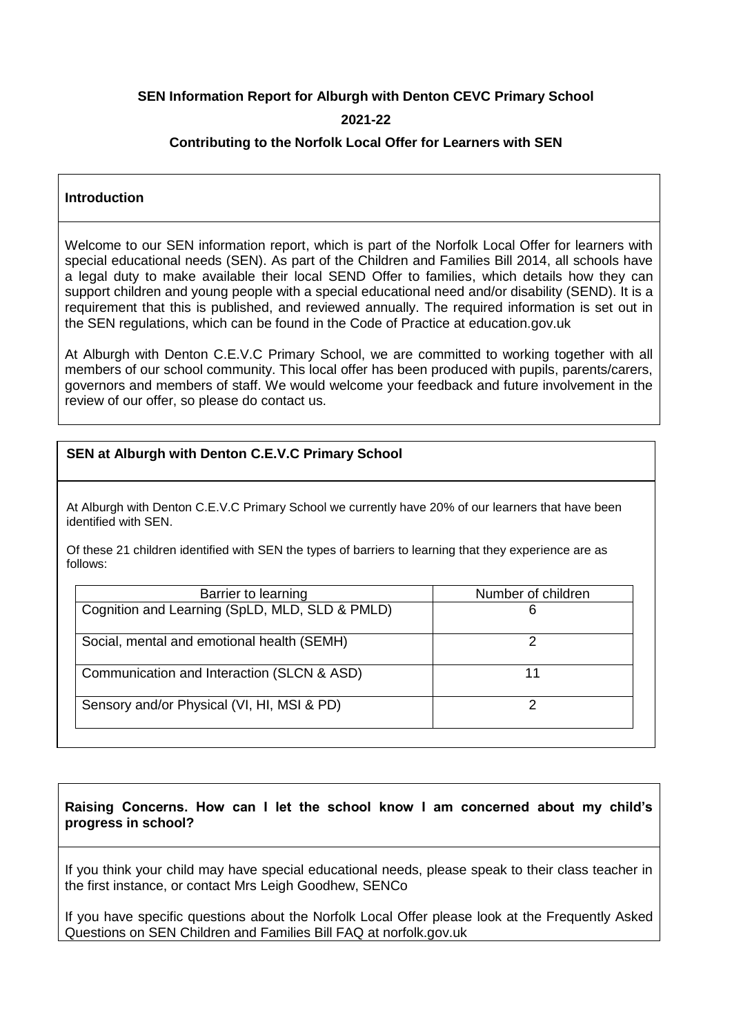**SEN Information Report for Alburgh with Denton CEVC Primary School**

**2021-22**

**Contributing to the Norfolk Local Offer for Learners with SEN**

## Introduction

Welcome to our SEN information report, which is part of the Norfolk Local Offer for learners with special educational needs (SEN). As part of the Children and Families Bill 2014, all schools have a legal duty to make available their local SEND Offer to families, which details how they can support children and young people with a special educational need and/or disability (SEND). It is a requirement that this is published, and reviewed annually. The required information is set out in the SEN regulations, which can be found in the Code of Practice at education.gov.uk

At Alburgh with Denton C.E.V.C Primary School, we are committed to working together with all members of our school community. This local offer has been produced with pupils, parents/carers, governors and members of staff. We would welcome your feedback and future involvement in the review of our offer, so please do contact us.

## SEN at Alburgh with Denton C.E.V.C Primary School

At Alburgh with Denton C.E.V.C Primary School we currently have 20% of our learners that have been identified with SEN.

Of these 21 children identified with SEN the types of barriers to learning that they experience are as follows:

| Barrier to learning | Number of children |
|---|---|
| Cognition and Learning (SpLD, MLD, SLD & PMLD) | 6 |
| Social, mental and emotional health (SEMH) | 2 |
| Communication and Interaction (SLCN & ASD) | 11 |
| Sensory and/or Physical (VI, HI, MSI & PD) | 2 |

## Raising Concerns. How can I let the school know I am concerned about my child's progress in school?

If you think your child may have special educational needs, please speak to their class teacher in the first instance, or contact Mrs Leigh Goodhew, SENCo

If you have specific questions about the Norfolk Local Offer please look at the Frequently Asked Questions on SEN Children and Families Bill FAQ at norfolk.gov.uk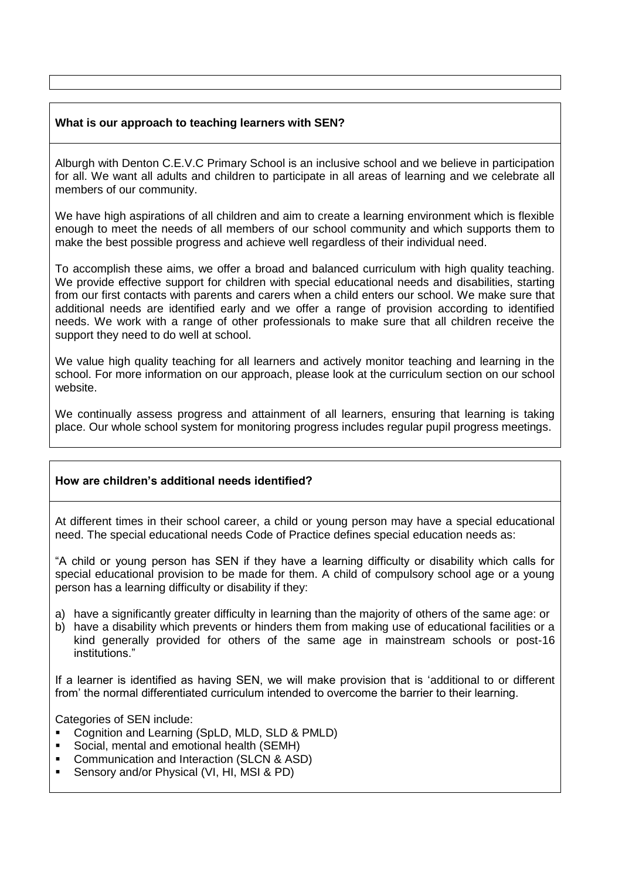**What is our approach to teaching learners with SEN?**

Alburgh with Denton C.E.V.C Primary School is an inclusive school and we believe in participation for all. We want all adults and children to participate in all areas of learning and we celebrate all members of our community.

We have high aspirations of all children and aim to create a learning environment which is flexible enough to meet the needs of all members of our school community and which supports them to make the best possible progress and achieve well regardless of their individual need.

To accomplish these aims, we offer a broad and balanced curriculum with high quality teaching. We provide effective support for children with special educational needs and disabilities, starting from our first contacts with parents and carers when a child enters our school. We make sure that additional needs are identified early and we offer a range of provision according to identified needs. We work with a range of other professionals to make sure that all children receive the support they need to do well at school.

We value high quality teaching for all learners and actively monitor teaching and learning in the school. For more information on our approach, please look at the curriculum section on our school website.

We continually assess progress and attainment of all learners, ensuring that learning is taking place. Our whole school system for monitoring progress includes regular pupil progress meetings.

**How are children's additional needs identified?**

At different times in their school career, a child or young person may have a special educational need. The special educational needs Code of Practice defines special education needs as:

"A child or young person has SEN if they have a learning difficulty or disability which calls for special educational provision to be made for them. A child of compulsory school age or a young person has a learning difficulty or disability if they:

a) have a significantly greater difficulty in learning than the majority of others of the same age: or
b) have a disability which prevents or hinders them from making use of educational facilities or a kind generally provided for others of the same age in mainstream schools or post-16 institutions."

If a learner is identified as having SEN, we will make provision that is 'additional to or different from' the normal differentiated curriculum intended to overcome the barrier to their learning.

Categories of SEN include:

- Cognition and Learning (SpLD, MLD, SLD & PMLD)
- Social, mental and emotional health (SEMH)
- Communication and Interaction (SLCN & ASD)
- Sensory and/or Physical (VI, HI, MSI & PD)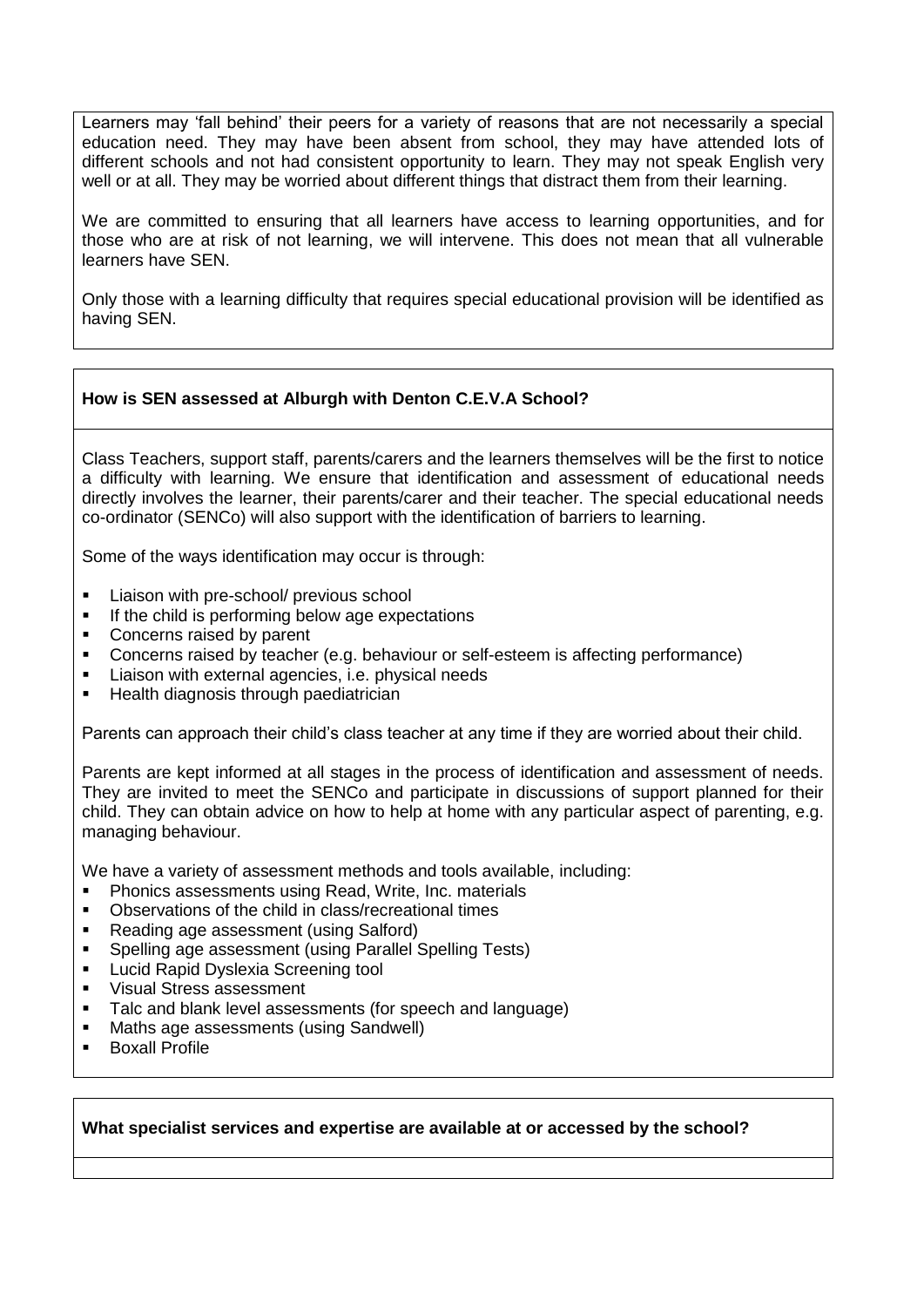Learners may 'fall behind' their peers for a variety of reasons that are not necessarily a special education need. They may have been absent from school, they may have attended lots of different schools and not had consistent opportunity to learn. They may not speak English very well or at all. They may be worried about different things that distract them from their learning.

We are committed to ensuring that all learners have access to learning opportunities, and for those who are at risk of not learning, we will intervene. This does not mean that all vulnerable learners have SEN.

Only those with a learning difficulty that requires special educational provision will be identified as having SEN.

**How is SEN assessed at Alburgh with Denton C.E.V.A School?**

Class Teachers, support staff, parents/carers and the learners themselves will be the first to notice a difficulty with learning. We ensure that identification and assessment of educational needs directly involves the learner, their parents/carer and their teacher. The special educational needs co-ordinator (SENCo) will also support with the identification of barriers to learning.

Some of the ways identification may occur is through:

- Liaison with pre-school/ previous school
- If the child is performing below age expectations
- Concerns raised by parent
- Concerns raised by teacher (e.g. behaviour or self-esteem is affecting performance)
- Liaison with external agencies, i.e. physical needs
- Health diagnosis through paediatrician

Parents can approach their child's class teacher at any time if they are worried about their child.

Parents are kept informed at all stages in the process of identification and assessment of needs. They are invited to meet the SENCo and participate in discussions of support planned for their child. They can obtain advice on how to help at home with any particular aspect of parenting, e.g. managing behaviour.

We have a variety of assessment methods and tools available, including:

- Phonics assessments using Read, Write, Inc. materials
- Observations of the child in class/recreational times
- Reading age assessment (using Salford)
- Spelling age assessment (using Parallel Spelling Tests)
- Lucid Rapid Dyslexia Screening tool
- Visual Stress assessment
- Talc and blank level assessments (for speech and language)
- Maths age assessments (using Sandwell)
- Boxall Profile

**What specialist services and expertise are available at or accessed by the school?**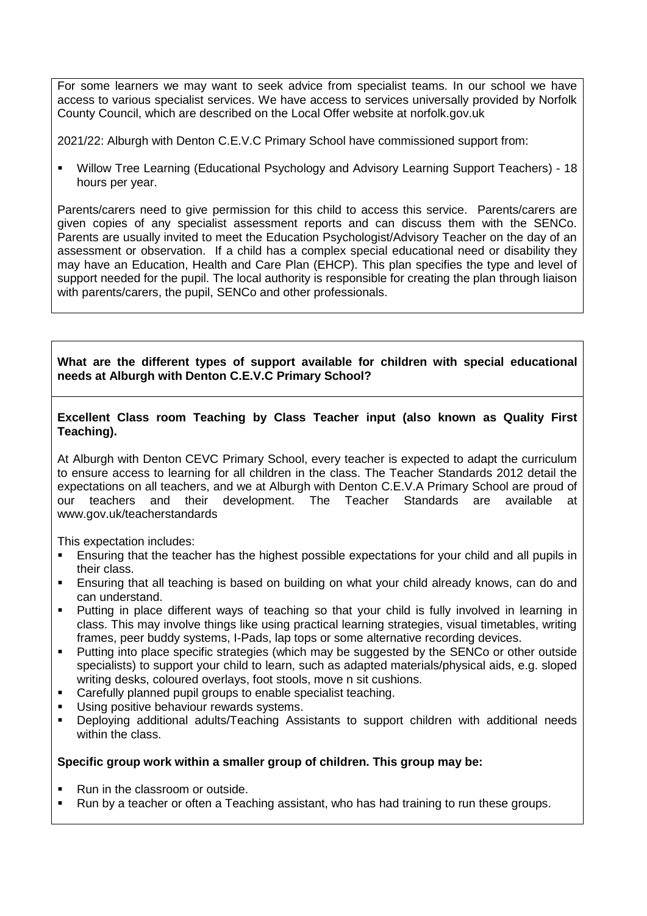For some learners we may want to seek advice from specialist teams. In our school we have access to various specialist services. We have access to services universally provided by Norfolk County Council, which are described on the Local Offer website at norfolk.gov.uk

2021/22: Alburgh with Denton C.E.V.C Primary School have commissioned support from:

- Willow Tree Learning (Educational Psychology and Advisory Learning Support Teachers) - 18 hours per year.

Parents/carers need to give permission for this child to access this service. Parents/carers are given copies of any specialist assessment reports and can discuss them with the SENCo. Parents are usually invited to meet the Education Psychologist/Advisory Teacher on the day of an assessment or observation. If a child has a complex special educational need or disability they may have an Education, Health and Care Plan (EHCP). This plan specifies the type and level of support needed for the pupil. The local authority is responsible for creating the plan through liaison with parents/carers, the pupil, SENCo and other professionals.

**What are the different types of support available for children with special educational needs at Alburgh with Denton C.E.V.C Primary School?**

**Excellent Class room Teaching by Class Teacher input (also known as Quality First Teaching).**

At Alburgh with Denton CEVC Primary School, every teacher is expected to adapt the curriculum to ensure access to learning for all children in the class. The Teacher Standards 2012 detail the expectations on all teachers, and we at Alburgh with Denton C.E.V.A Primary School are proud of our teachers and their development. The Teacher Standards are available at www.gov.uk/teacherstandards

This expectation includes:

- Ensuring that the teacher has the highest possible expectations for your child and all pupils in their class.
- Ensuring that all teaching is based on building on what your child already knows, can do and can understand.
- Putting in place different ways of teaching so that your child is fully involved in learning in class. This may involve things like using practical learning strategies, visual timetables, writing frames, peer buddy systems, I-Pads, lap tops or some alternative recording devices.
- Putting into place specific strategies (which may be suggested by the SENCo or other outside specialists) to support your child to learn, such as adapted materials/physical aids, e.g. sloped writing desks, coloured overlays, foot stools, move n sit cushions.
- Carefully planned pupil groups to enable specialist teaching.
- Using positive behaviour rewards systems.
- Deploying additional adults/Teaching Assistants to support children with additional needs within the class.

**Specific group work within a smaller group of children. This group may be:**

- Run in the classroom or outside.
- Run by a teacher or often a Teaching assistant, who has had training to run these groups.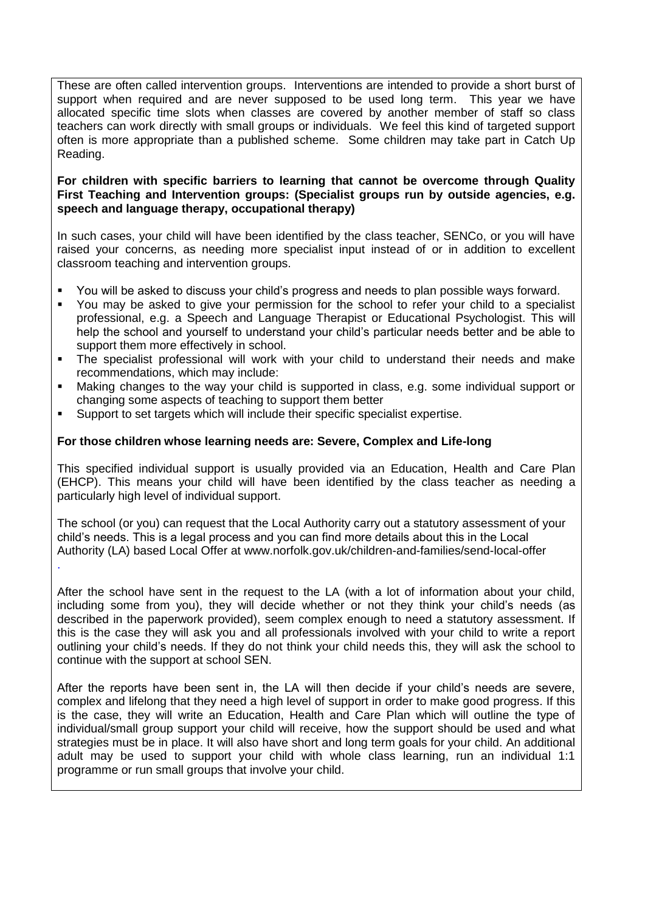These are often called intervention groups. Interventions are intended to provide a short burst of support when required and are never supposed to be used long term. This year we have allocated specific time slots when classes are covered by another member of staff so class teachers can work directly with small groups or individuals. We feel this kind of targeted support often is more appropriate than a published scheme. Some children may take part in Catch Up Reading.

**For children with specific barriers to learning that cannot be overcome through Quality First Teaching and Intervention groups: (Specialist groups run by outside agencies, e.g. speech and language therapy, occupational therapy)**

In such cases, your child will have been identified by the class teacher, SENCo, or you will have raised your concerns, as needing more specialist input instead of or in addition to excellent classroom teaching and intervention groups.

- You will be asked to discuss your child's progress and needs to plan possible ways forward.
- You may be asked to give your permission for the school to refer your child to a specialist professional, e.g. a Speech and Language Therapist or Educational Psychologist. This will help the school and yourself to understand your child's particular needs better and be able to support them more effectively in school.
- The specialist professional will work with your child to understand their needs and make recommendations, which may include:
- Making changes to the way your child is supported in class, e.g. some individual support or changing some aspects of teaching to support them better
- Support to set targets which will include their specific specialist expertise.

**For those children whose learning needs are: Severe, Complex and Life-long**

This specified individual support is usually provided via an Education, Health and Care Plan (EHCP). This means your child will have been identified by the class teacher as needing a particularly high level of individual support.

The school (or you) can request that the Local Authority carry out a statutory assessment of your child's needs. This is a legal process and you can find more details about this in the Local Authority (LA) based Local Offer at www.norfolk.gov.uk/children-and-families/send-local-offer
.

After the school have sent in the request to the LA (with a lot of information about your child, including some from you), they will decide whether or not they think your child's needs (as described in the paperwork provided), seem complex enough to need a statutory assessment. If this is the case they will ask you and all professionals involved with your child to write a report outlining your child's needs. If they do not think your child needs this, they will ask the school to continue with the support at school SEN.

After the reports have been sent in, the LA will then decide if your child's needs are severe, complex and lifelong that they need a high level of support in order to make good progress. If this is the case, they will write an Education, Health and Care Plan which will outline the type of individual/small group support your child will receive, how the support should be used and what strategies must be in place. It will also have short and long term goals for your child. An additional adult may be used to support your child with whole class learning, run an individual 1:1 programme or run small groups that involve your child.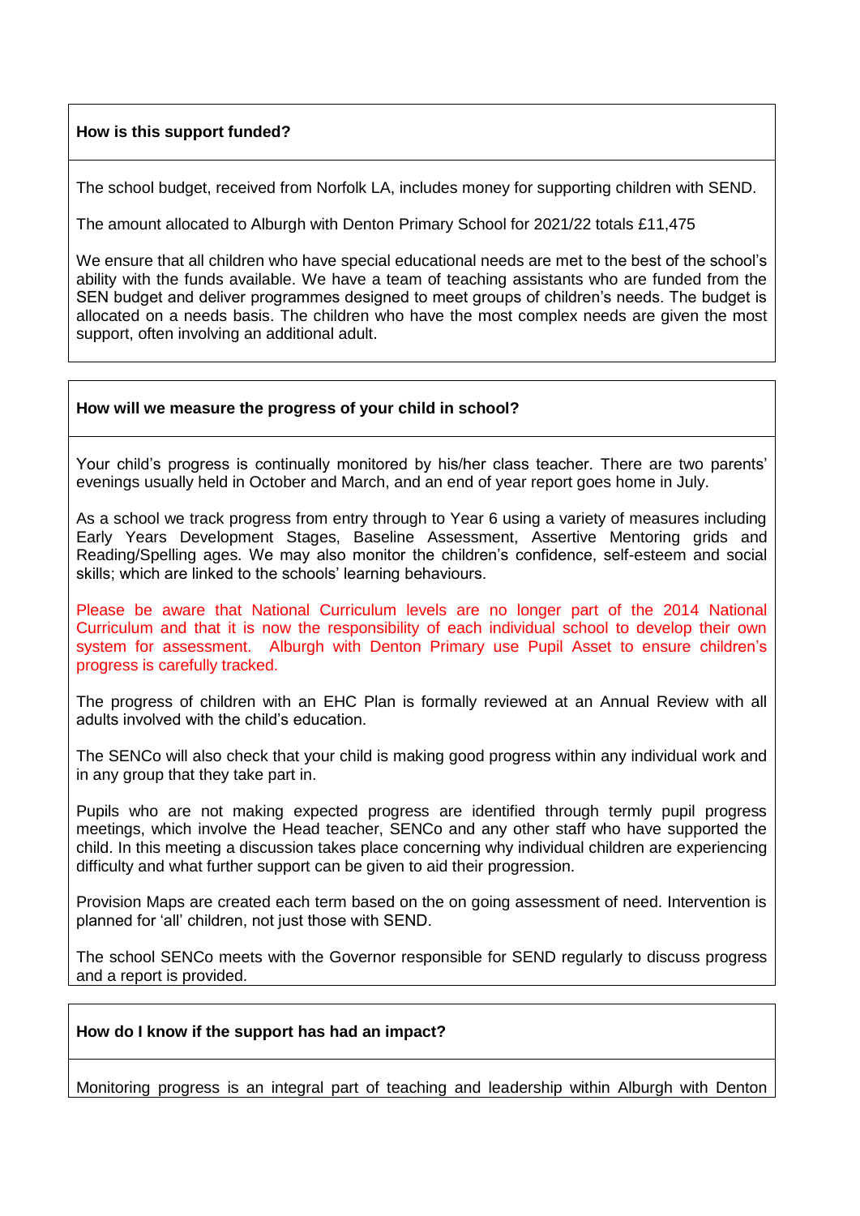**How is this support funded?**

The school budget, received from Norfolk LA, includes money for supporting children with SEND.

The amount allocated to Alburgh with Denton Primary School for 2021/22 totals £11,475

We ensure that all children who have special educational needs are met to the best of the school's ability with the funds available. We have a team of teaching assistants who are funded from the SEN budget and deliver programmes designed to meet groups of children's needs. The budget is allocated on a needs basis. The children who have the most complex needs are given the most support, often involving an additional adult.

**How will we measure the progress of your child in school?**

Your child's progress is continually monitored by his/her class teacher. There are two parents' evenings usually held in October and March, and an end of year report goes home in July.

As a school we track progress from entry through to Year 6 using a variety of measures including Early Years Development Stages, Baseline Assessment, Assertive Mentoring grids and Reading/Spelling ages. We may also monitor the children's confidence, self-esteem and social skills; which are linked to the schools' learning behaviours.

Please be aware that National Curriculum levels are no longer part of the 2014 National Curriculum and that it is now the responsibility of each individual school to develop their own system for assessment. Alburgh with Denton Primary use Pupil Asset to ensure children's progress is carefully tracked.

The progress of children with an EHC Plan is formally reviewed at an Annual Review with all adults involved with the child's education.

The SENCo will also check that your child is making good progress within any individual work and in any group that they take part in.

Pupils who are not making expected progress are identified through termly pupil progress meetings, which involve the Head teacher, SENCo and any other staff who have supported the child. In this meeting a discussion takes place concerning why individual children are experiencing difficulty and what further support can be given to aid their progression.

Provision Maps are created each term based on the on going assessment of need. Intervention is planned for 'all' children, not just those with SEND.

The school SENCo meets with the Governor responsible for SEND regularly to discuss progress and a report is provided.

**How do I know if the support has had an impact?**

Monitoring progress is an integral part of teaching and leadership within Alburgh with Denton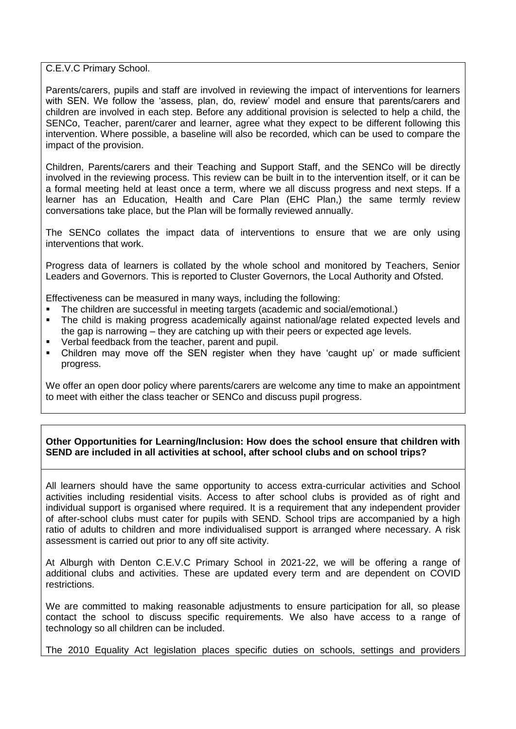C.E.V.C Primary School.

Parents/carers, pupils and staff are involved in reviewing the impact of interventions for learners with SEN. We follow the 'assess, plan, do, review' model and ensure that parents/carers and children are involved in each step. Before any additional provision is selected to help a child, the SENCo, Teacher, parent/carer and learner, agree what they expect to be different following this intervention. Where possible, a baseline will also be recorded, which can be used to compare the impact of the provision.

Children, Parents/carers and their Teaching and Support Staff, and the SENCo will be directly involved in the reviewing process. This review can be built in to the intervention itself, or it can be a formal meeting held at least once a term, where we all discuss progress and next steps. If a learner has an Education, Health and Care Plan (EHC Plan,) the same termly review conversations take place, but the Plan will be formally reviewed annually.

The SENCo collates the impact data of interventions to ensure that we are only using interventions that work.

Progress data of learners is collated by the whole school and monitored by Teachers, Senior Leaders and Governors. This is reported to Cluster Governors, the Local Authority and Ofsted.

Effectiveness can be measured in many ways, including the following:

- The children are successful in meeting targets (academic and social/emotional.)
- The child is making progress academically against national/age related expected levels and the gap is narrowing – they are catching up with their peers or expected age levels.
- Verbal feedback from the teacher, parent and pupil.
- Children may move off the SEN register when they have 'caught up' or made sufficient progress.

We offer an open door policy where parents/carers are welcome any time to make an appointment to meet with either the class teacher or SENCo and discuss pupil progress.

**Other Opportunities for Learning/Inclusion: How does the school ensure that children with SEND are included in all activities at school, after school clubs and on school trips?**

All learners should have the same opportunity to access extra-curricular activities and School activities including residential visits. Access to after school clubs is provided as of right and individual support is organised where required. It is a requirement that any independent provider of after-school clubs must cater for pupils with SEND. School trips are accompanied by a high ratio of adults to children and more individualised support is arranged where necessary. A risk assessment is carried out prior to any off site activity.

At Alburgh with Denton C.E.V.C Primary School in 2021-22, we will be offering a range of additional clubs and activities. These are updated every term and are dependent on COVID restrictions.

We are committed to making reasonable adjustments to ensure participation for all, so please contact the school to discuss specific requirements. We also have access to a range of technology so all children can be included.

The 2010 Equality Act legislation places specific duties on schools, settings and providers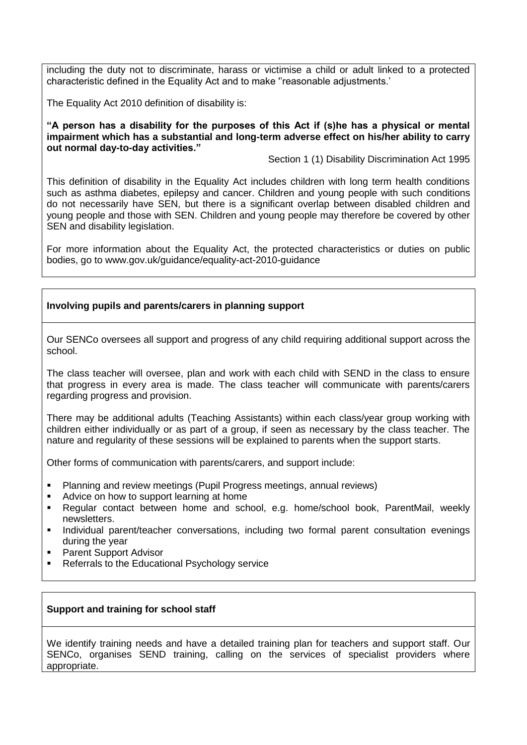including the duty not to discriminate, harass or victimise a child or adult linked to a protected characteristic defined in the Equality Act and to make ''reasonable adjustments.'

The Equality Act 2010 definition of disability is:

**"A person has a disability for the purposes of this Act if (s)he has a physical or mental impairment which has a substantial and long-term adverse effect on his/her ability to carry out normal day-to-day activities."**

Section 1 (1) Disability Discrimination Act 1995

This definition of disability in the Equality Act includes children with long term health conditions such as asthma diabetes, epilepsy and cancer. Children and young people with such conditions do not necessarily have SEN, but there is a significant overlap between disabled children and young people and those with SEN. Children and young people may therefore be covered by other SEN and disability legislation.

For more information about the Equality Act, the protected characteristics or duties on public bodies, go to www.gov.uk/guidance/equality-act-2010-guidance

**Involving pupils and parents/carers in planning support**

Our SENCo oversees all support and progress of any child requiring additional support across the school.

The class teacher will oversee, plan and work with each child with SEND in the class to ensure that progress in every area is made. The class teacher will communicate with parents/carers regarding progress and provision.

There may be additional adults (Teaching Assistants) within each class/year group working with children either individually or as part of a group, if seen as necessary by the class teacher. The nature and regularity of these sessions will be explained to parents when the support starts.

Other forms of communication with parents/carers, and support include:

- Planning and review meetings (Pupil Progress meetings, annual reviews)
- Advice on how to support learning at home
- Regular contact between home and school, e.g. home/school book, ParentMail, weekly newsletters.
- Individual parent/teacher conversations, including two formal parent consultation evenings during the year
- Parent Support Advisor
- Referrals to the Educational Psychology service

**Support and training for school staff**

We identify training needs and have a detailed training plan for teachers and support staff. Our SENCo, organises SEND training, calling on the services of specialist providers where appropriate.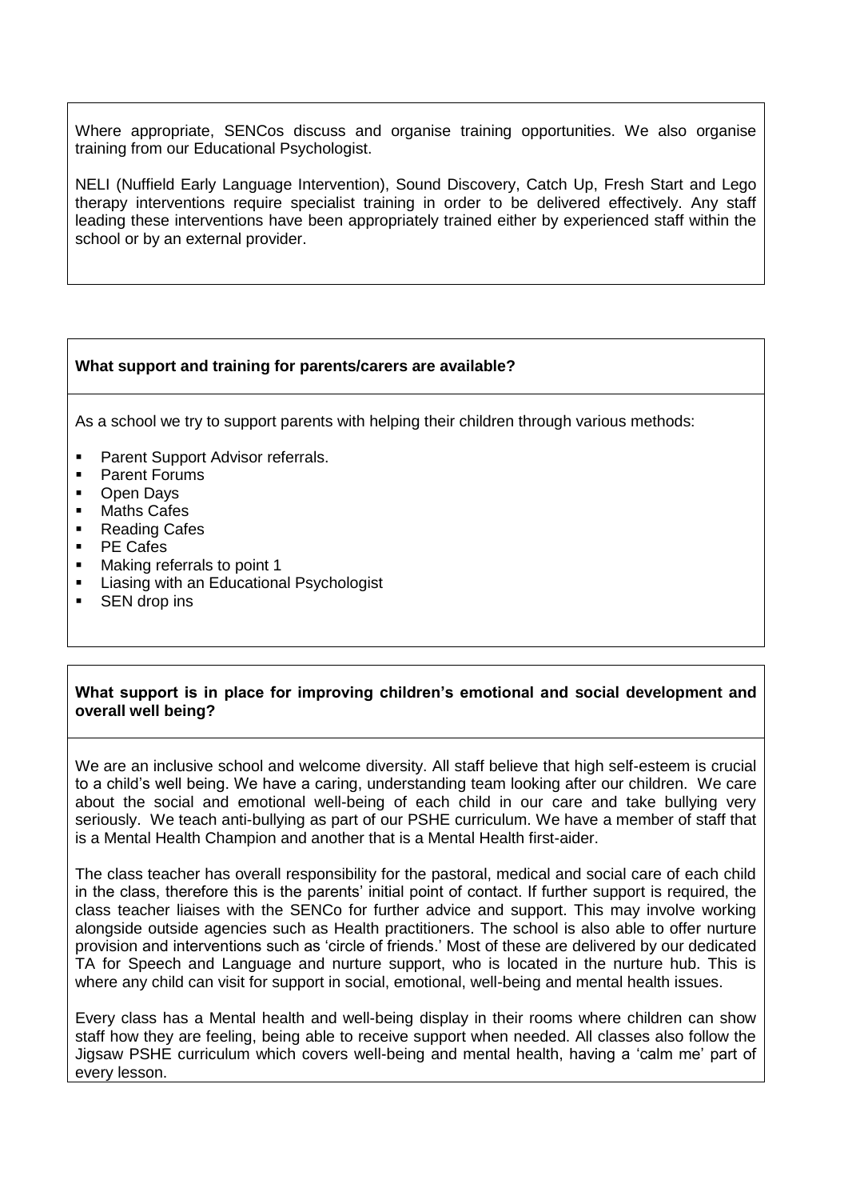Where appropriate, SENCos discuss and organise training opportunities. We also organise training from our Educational Psychologist.

NELI (Nuffield Early Language Intervention), Sound Discovery, Catch Up, Fresh Start and Lego therapy interventions require specialist training in order to be delivered effectively. Any staff leading these interventions have been appropriately trained either by experienced staff within the school or by an external provider.

**What support and training for parents/carers are available?**

As a school we try to support parents with helping their children through various methods:

- Parent Support Advisor referrals.
- Parent Forums
- Open Days
- Maths Cafes
- Reading Cafes
- PE Cafes
- Making referrals to point 1
- Liasing with an Educational Psychologist
- SEN drop ins

**What support is in place for improving children's emotional and social development and overall well being?**

We are an inclusive school and welcome diversity. All staff believe that high self-esteem is crucial to a child's well being. We have a caring, understanding team looking after our children. We care about the social and emotional well-being of each child in our care and take bullying very seriously. We teach anti-bullying as part of our PSHE curriculum. We have a member of staff that is a Mental Health Champion and another that is a Mental Health first-aider.

The class teacher has overall responsibility for the pastoral, medical and social care of each child in the class, therefore this is the parents' initial point of contact. If further support is required, the class teacher liaises with the SENCo for further advice and support. This may involve working alongside outside agencies such as Health practitioners. The school is also able to offer nurture provision and interventions such as 'circle of friends.' Most of these are delivered by our dedicated TA for Speech and Language and nurture support, who is located in the nurture hub. This is where any child can visit for support in social, emotional, well-being and mental health issues.

Every class has a Mental health and well-being display in their rooms where children can show staff how they are feeling, being able to receive support when needed. All classes also follow the Jigsaw PSHE curriculum which covers well-being and mental health, having a 'calm me' part of every lesson.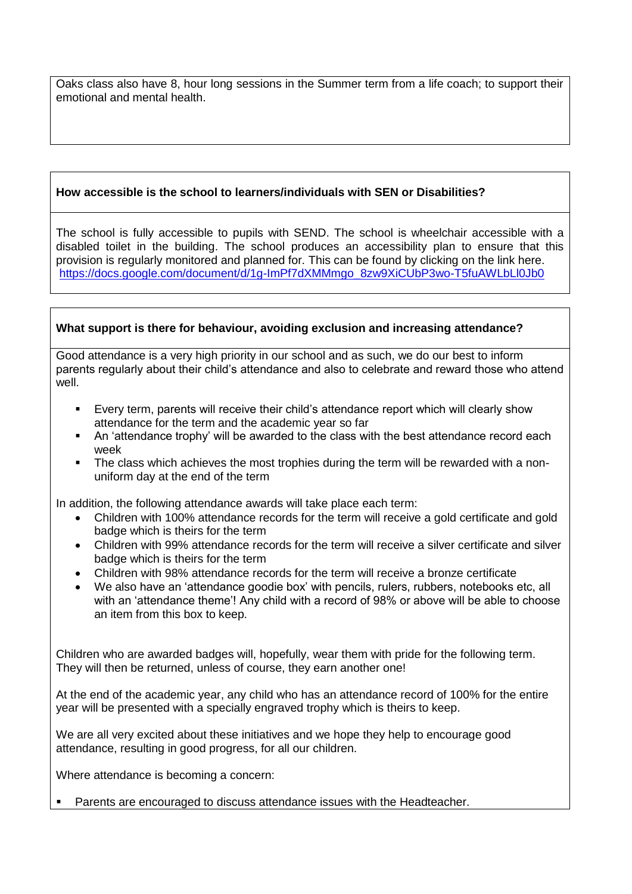Oaks class also have 8, hour long sessions in the Summer term from a life coach; to support their emotional and mental health.

**How accessible is the school to learners/individuals with SEN or Disabilities?**

The school is fully accessible to pupils with SEND. The school is wheelchair accessible with a disabled toilet in the building. The school produces an accessibility plan to ensure that this provision is regularly monitored and planned for. This can be found by clicking on the link here. [https://docs.google.com/document/d/1g-ImPf7dXMMmgo_8zw9XiCUbP3wo-T5fuAWLbLl0Jb0](https://docs.google.com/document/d/1g-ImPf7dXMMmgo_8zw9XiCUbP3wo-T5fuAWLbLl0Jb0)

**What support is there for behaviour, avoiding exclusion and increasing attendance?**

Good attendance is a very high priority in our school and as such, we do our best to inform parents regularly about their child's attendance and also to celebrate and reward those who attend well.

- Every term, parents will receive their child's attendance report which will clearly show attendance for the term and the academic year so far
- An 'attendance trophy' will be awarded to the class with the best attendance record each week
- The class which achieves the most trophies during the term will be rewarded with a non-uniform day at the end of the term

In addition, the following attendance awards will take place each term:

- Children with 100% attendance records for the term will receive a gold certificate and gold badge which is theirs for the term
- Children with 99% attendance records for the term will receive a silver certificate and silver badge which is theirs for the term
- Children with 98% attendance records for the term will receive a bronze certificate
- We also have an 'attendance goodie box' with pencils, rulers, rubbers, notebooks etc, all with an 'attendance theme'! Any child with a record of 98% or above will be able to choose an item from this box to keep.

Children who are awarded badges will, hopefully, wear them with pride for the following term. They will then be returned, unless of course, they earn another one!

At the end of the academic year, any child who has an attendance record of 100% for the entire year will be presented with a specially engraved trophy which is theirs to keep.

We are all very excited about these initiatives and we hope they help to encourage good attendance, resulting in good progress, for all our children.

Where attendance is becoming a concern:

- Parents are encouraged to discuss attendance issues with the Headteacher.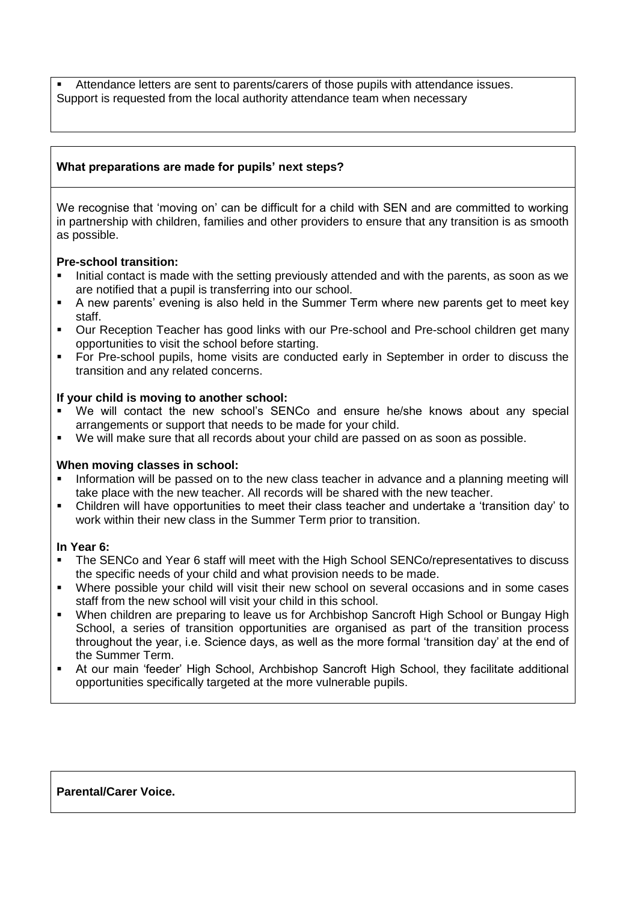- Attendance letters are sent to parents/carers of those pupils with attendance issues.

Support is requested from the local authority attendance team when necessary

**What preparations are made for pupils' next steps?**

We recognise that 'moving on' can be difficult for a child with SEN and are committed to working in partnership with children, families and other providers to ensure that any transition is as smooth as possible.

**Pre-school transition:**

- Initial contact is made with the setting previously attended and with the parents, as soon as we are notified that a pupil is transferring into our school.
- A new parents' evening is also held in the Summer Term where new parents get to meet key staff.
- Our Reception Teacher has good links with our Pre-school and Pre-school children get many opportunities to visit the school before starting.
- For Pre-school pupils, home visits are conducted early in September in order to discuss the transition and any related concerns.

**If your child is moving to another school:**

- We will contact the new school's SENCo and ensure he/she knows about any special arrangements or support that needs to be made for your child.
- We will make sure that all records about your child are passed on as soon as possible.

**When moving classes in school:**

- Information will be passed on to the new class teacher in advance and a planning meeting will take place with the new teacher. All records will be shared with the new teacher.
- Children will have opportunities to meet their class teacher and undertake a 'transition day' to work within their new class in the Summer Term prior to transition.

**In Year 6:**

- The SENCo and Year 6 staff will meet with the High School SENCo/representatives to discuss the specific needs of your child and what provision needs to be made.
- Where possible your child will visit their new school on several occasions and in some cases staff from the new school will visit your child in this school.
- When children are preparing to leave us for Archbishop Sancroft High School or Bungay High School, a series of transition opportunities are organised as part of the transition process throughout the year, i.e. Science days, as well as the more formal 'transition day' at the end of the Summer Term.
- At our main 'feeder' High School, Archbishop Sancroft High School, they facilitate additional opportunities specifically targeted at the more vulnerable pupils.

**Parental/Carer Voice.**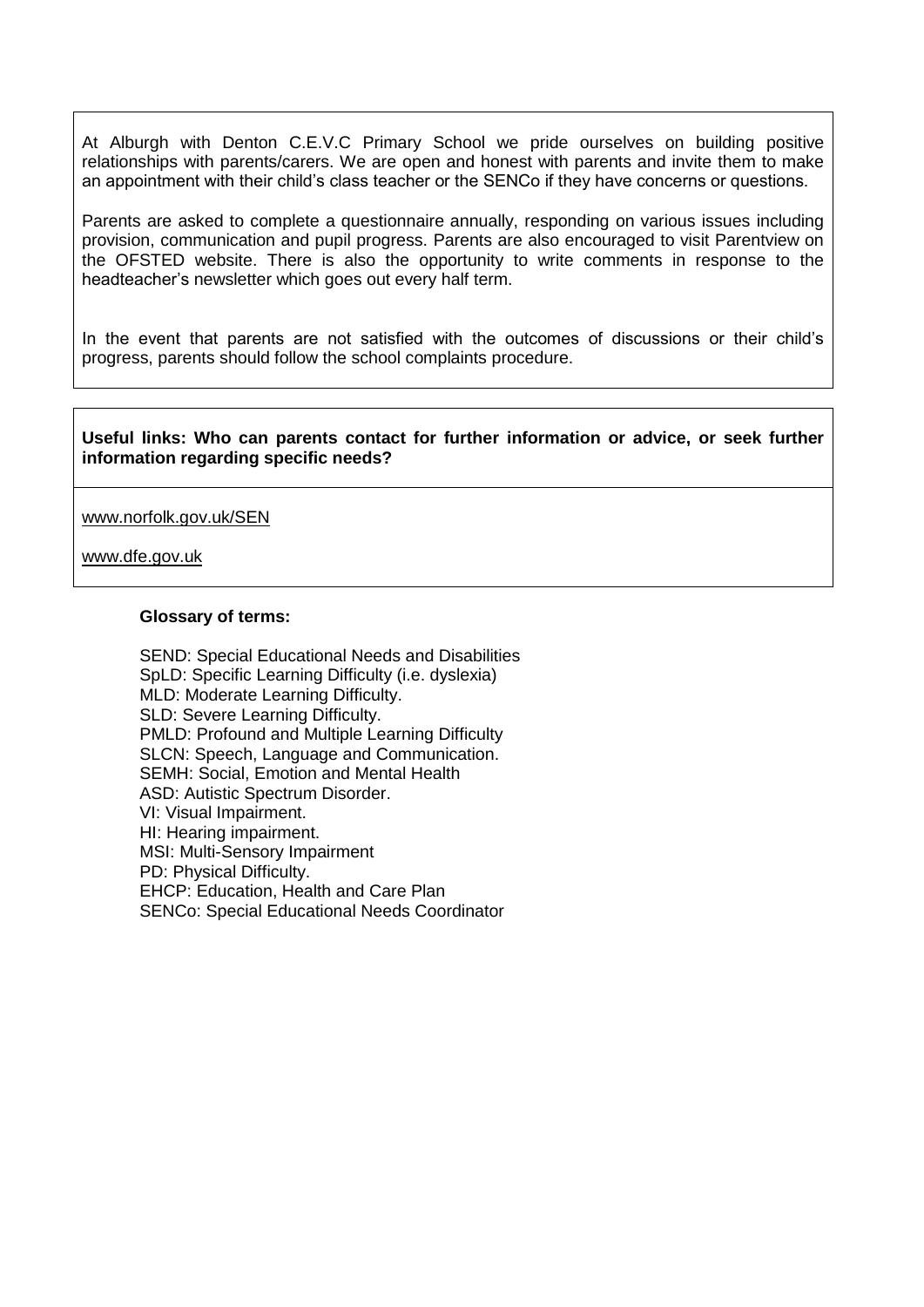At Alburgh with Denton C.E.V.C Primary School we pride ourselves on building positive relationships with parents/carers. We are open and honest with parents and invite them to make an appointment with their child's class teacher or the SENCo if they have concerns or questions.

Parents are asked to complete a questionnaire annually, responding on various issues including provision, communication and pupil progress. Parents are also encouraged to visit Parentview on the OFSTED website. There is also the opportunity to write comments in response to the headteacher's newsletter which goes out every half term.

In the event that parents are not satisfied with the outcomes of discussions or their child's progress, parents should follow the school complaints procedure.

**Useful links: Who can parents contact for further information or advice, or seek further information regarding specific needs?**

www.norfolk.gov.uk/SEN

www.dfe.gov.uk

**Glossary of terms:**

SEND: Special Educational Needs and Disabilities
SpLD: Specific Learning Difficulty (i.e. dyslexia)
MLD: Moderate Learning Difficulty.
SLD: Severe Learning Difficulty.
PMLD: Profound and Multiple Learning Difficulty
SLCN: Speech, Language and Communication.
SEMH: Social, Emotion and Mental Health
ASD: Autistic Spectrum Disorder.
VI: Visual Impairment.
HI: Hearing impairment.
MSI: Multi-Sensory Impairment
PD: Physical Difficulty.
EHCP: Education, Health and Care Plan
SENCo: Special Educational Needs Coordinator